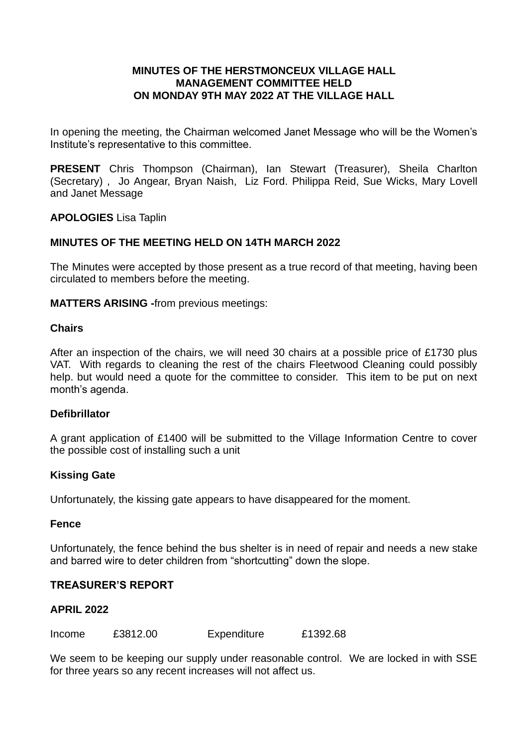**MINUTES OF THE HERSTMONCEUX VILLAGE HALL MANAGEMENT COMMITTEE HELD ON MONDAY 9TH MAY 2022 AT THE VILLAGE HALL**

In opening the meeting, the Chairman welcomed Janet Message who will be the Women's Institute's representative to this committee.

**PRESENT** Chris Thompson (Chairman), Ian Stewart (Treasurer), Sheila Charlton (Secretary) , Jo Angear, Bryan Naish, Liz Ford. Philippa Reid, Sue Wicks, Mary Lovell and Janet Message

**APOLOGIES** Lisa Taplin

**MINUTES OF THE MEETING HELD ON 14TH MARCH 2022**

The Minutes were accepted by those present as a true record of that meeting, having been circulated to members before the meeting.

**MATTERS ARISING -**from previous meetings:

**Chairs**

After an inspection of the chairs, we will need 30 chairs at a possible price of £1730 plus VAT. With regards to cleaning the rest of the chairs Fleetwood Cleaning could possibly help. but would need a quote for the committee to consider. This item to be put on next month's agenda.

**Defibrillator**

A grant application of £1400 will be submitted to the Village Information Centre to cover the possible cost of installing such a unit

**Kissing Gate**

Unfortunately, the kissing gate appears to have disappeared for the moment.

**Fence**

Unfortunately, the fence behind the bus shelter is in need of repair and needs a new stake and barred wire to deter children from "shortcutting" down the slope.

**TREASURER'S REPORT**

**APRIL 2022**

Income £3812.00 Expenditure £1392.68

We seem to be keeping our supply under reasonable control. We are locked in with SSE for three years so any recent increases will not affect us.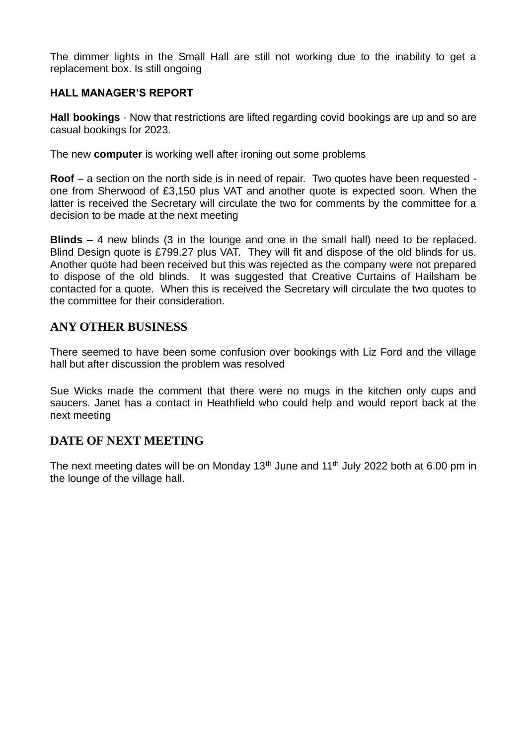The dimmer lights in the Small Hall are still not working due to the inability to get a replacement box. Is still ongoing

### HALL MANAGER'S REPORT

**Hall bookings** - Now that restrictions are lifted regarding covid bookings are up and so are casual bookings for 2023.

The new **computer** is working well after ironing out some problems

**Roof** – a section on the north side is in need of repair. Two quotes have been requested - one from Sherwood of £3,150 plus VAT and another quote is expected soon. When the latter is received the Secretary will circulate the two for comments by the committee for a decision to be made at the next meeting

**Blinds** – 4 new blinds (3 in the lounge and one in the small hall) need to be replaced. Blind Design quote is £799.27 plus VAT. They will fit and dispose of the old blinds for us. Another quote had been received but this was rejected as the company were not prepared to dispose of the old blinds. It was suggested that Creative Curtains of Hailsham be contacted for a quote. When this is received the Secretary will circulate the two quotes to the committee for their consideration.

## ANY OTHER BUSINESS

There seemed to have been some confusion over bookings with Liz Ford and the village hall but after discussion the problem was resolved

Sue Wicks made the comment that there were no mugs in the kitchen only cups and saucers. Janet has a contact in Heathfield who could help and would report back at the next meeting

## DATE OF NEXT MEETING

The next meeting dates will be on Monday 13th June and 11th July 2022 both at 6.00 pm in the lounge of the village hall.